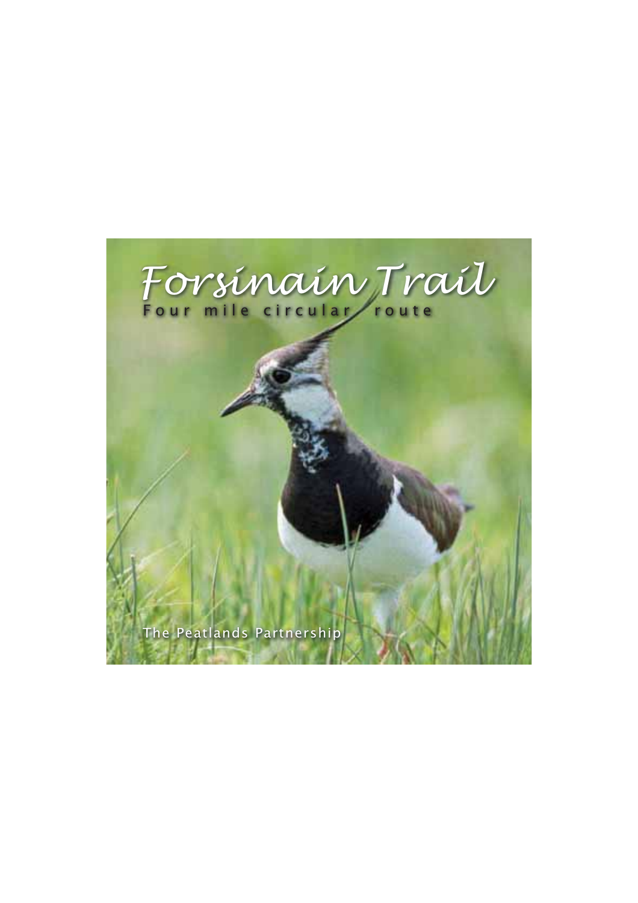# Forsinain Trail

Four mile circular route

The Peatlands Partnership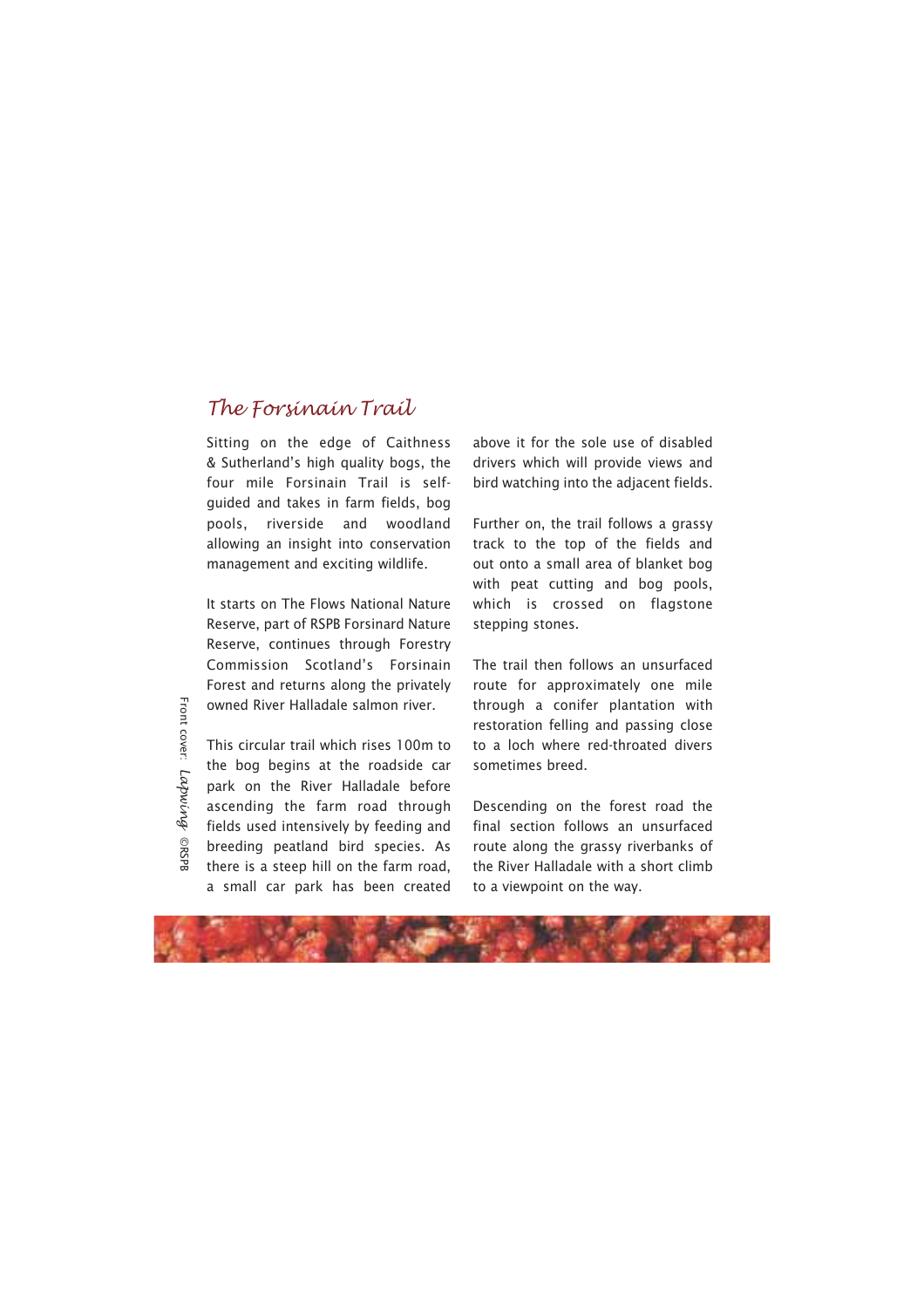## *The Forsinain Trail*

Sitting on the edge of Caithness & Sutherland's high quality bogs, the four mile Forsinain Trail is self-guided and takes in farm fields, bog pools, riverside and woodland allowing an insight into conservation management and exciting wildlife.

It starts on The Flows National Nature Reserve, part of RSPB Forsinard Nature Reserve, continues through Forestry Commission Scotland's Forsinain Forest and returns along the privately owned River Halladale salmon river.

This circular trail which rises 100m to the bog begins at the roadside car park on the River Halladale before ascending the farm road through fields used intensively by feeding and breeding peatland bird species. As there is a steep hill on the farm road, a small car park has been created above it for the sole use of disabled drivers which will provide views and bird watching into the adjacent fields.

Further on, the trail follows a grassy track to the top of the fields and out onto a small area of blanket bog with peat cutting and bog pools, which is crossed on flagstone stepping stones.

The trail then follows an unsurfaced route for approximately one mile through a conifer plantation with restoration felling and passing close to a loch where red-throated divers sometimes breed.

Descending on the forest road the final section follows an unsurfaced route along the grassy riverbanks of the River Halladale with a short climb to a viewpoint on the way.

Front cover: *Lapwing* ©RSPB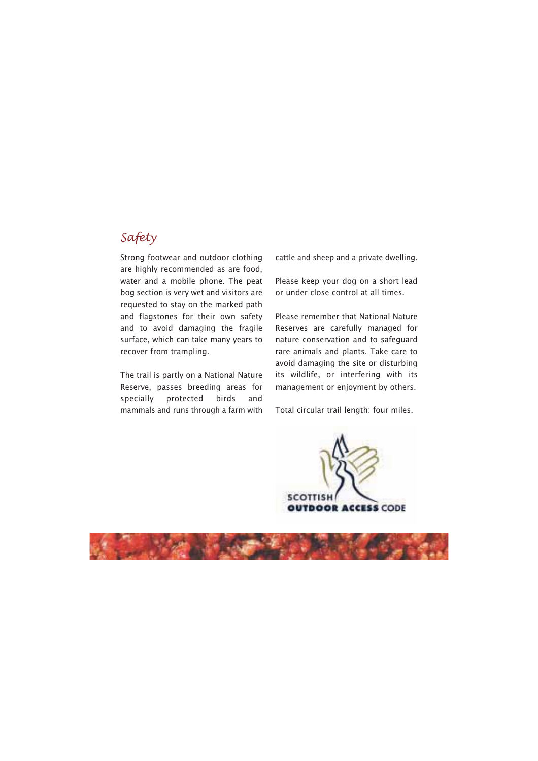## Safety

Strong footwear and outdoor clothing are highly recommended as are food, water and a mobile phone. The peat bog section is very wet and visitors are requested to stay on the marked path and flagstones for their own safety and to avoid damaging the fragile surface, which can take many years to recover from trampling.

The trail is partly on a National Nature Reserve, passes breeding areas for specially protected birds and mammals and runs through a farm with cattle and sheep and a private dwelling.

Please keep your dog on a short lead or under close control at all times.

Please remember that National Nature Reserves are carefully managed for nature conservation and to safeguard rare animals and plants. Take care to avoid damaging the site or disturbing its wildlife, or interfering with its management or enjoyment by others.

Total circular trail length: four miles.

SCOTTISH OUTDOOR ACCESS CODE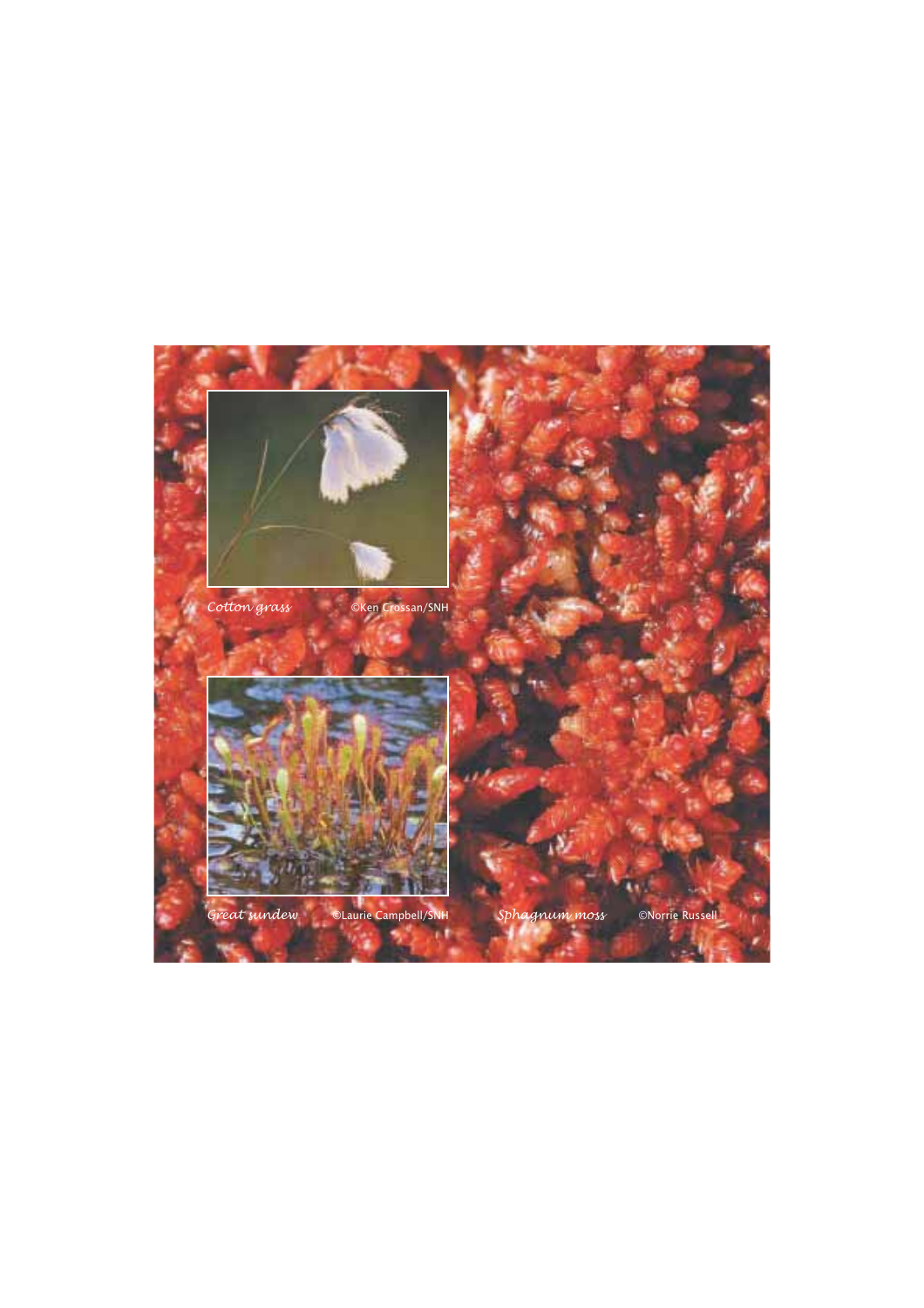*Cotton grass* ©Ken Crossan/SNH

*Great sundew* ©Laurie Campbell/SNH

*Sphagnum moss* ©Norrie Russell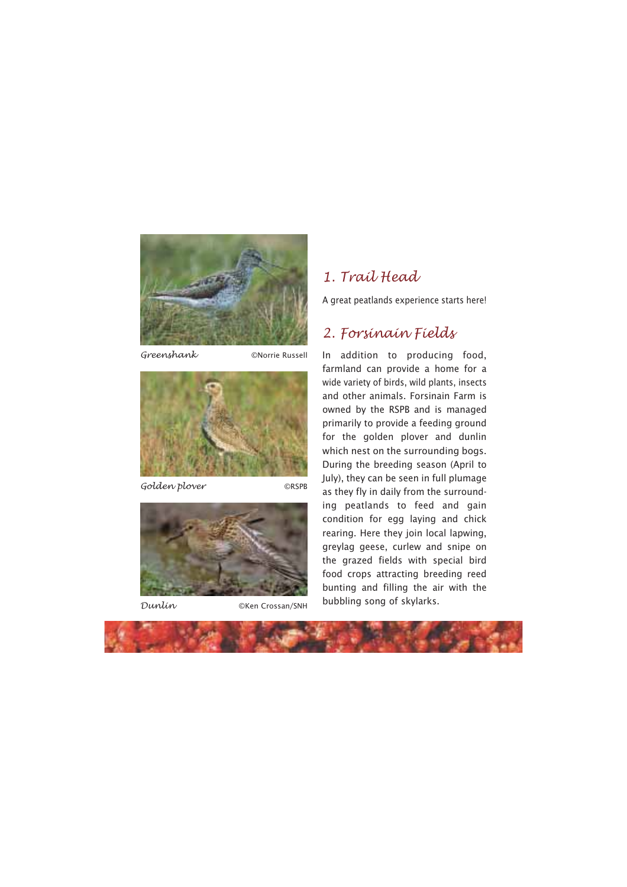*Greenshank* ©Norrie Russell

*Golden plover* ©RSPB

*Dunlin* ©Ken Crossan/SNH

## 1. Trail Head

A great peatlands experience starts here!

## 2. Forsinain Fields

In addition to producing food, farmland can provide a home for a wide variety of birds, wild plants, insects and other animals. Forsinain Farm is owned by the RSPB and is managed primarily to provide a feeding ground for the golden plover and dunlin which nest on the surrounding bogs. During the breeding season (April to July), they can be seen in full plumage as they fly in daily from the surrounding peatlands to feed and gain condition for egg laying and chick rearing. Here they join local lapwing, greylag geese, curlew and snipe on the grazed fields with special bird food crops attracting breeding reed bunting and filling the air with the bubbling song of skylarks.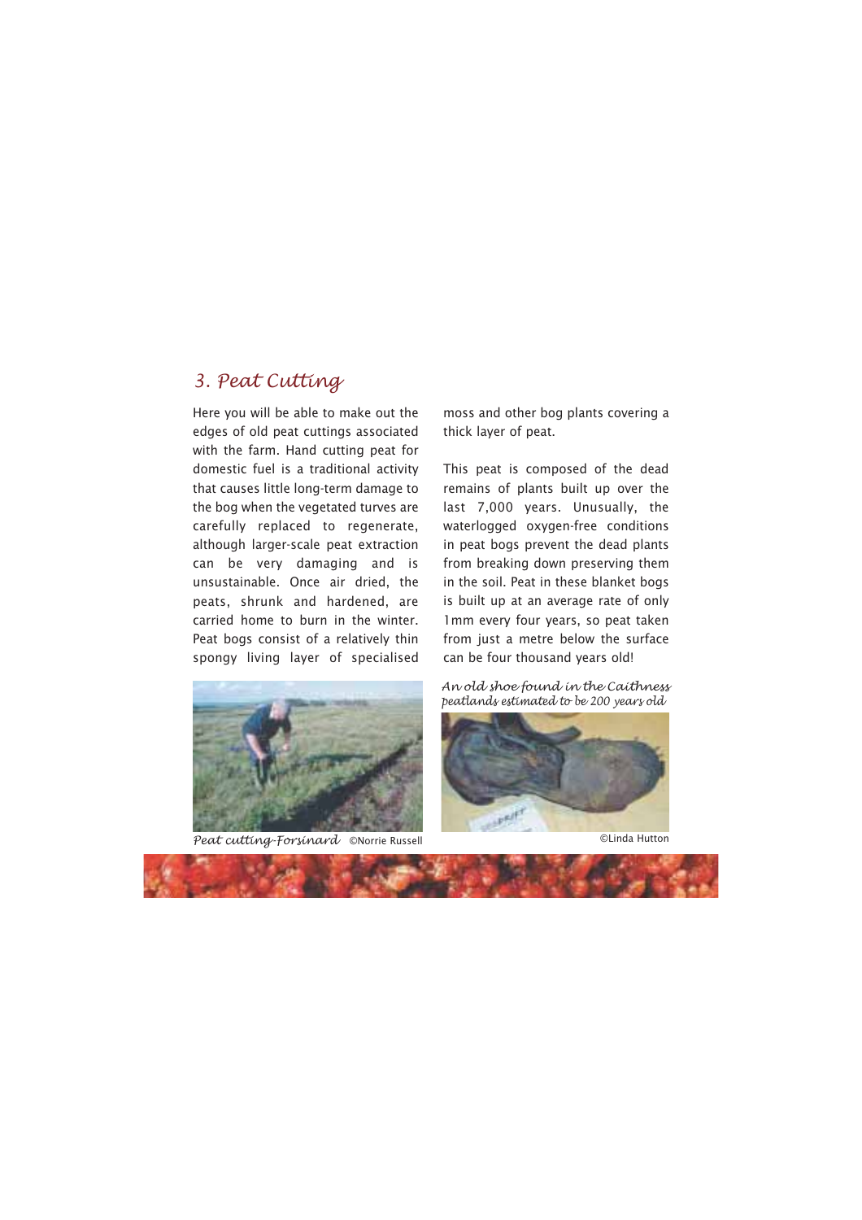## 3. Peat Cutting

Here you will be able to make out the edges of old peat cuttings associated with the farm. Hand cutting peat for domestic fuel is a traditional activity that causes little long-term damage to the bog when the vegetated turves are carefully replaced to regenerate, although larger-scale peat extraction can be very damaging and is unsustainable. Once air dried, the peats, shrunk and hardened, are carried home to burn in the winter. Peat bogs consist of a relatively thin spongy living layer of specialised moss and other bog plants covering a thick layer of peat.

This peat is composed of the dead remains of plants built up over the last 7,000 years. Unusually, the waterlogged oxygen-free conditions in peat bogs prevent the dead plants from breaking down preserving them in the soil. Peat in these blanket bogs is built up at an average rate of only 1mm every four years, so peat taken from just a metre below the surface can be four thousand years old!

*Peat cutting-Forsinard* ©Norrie Russell

*An old shoe found in the Caithness peatlands estimated to be 200 years old*

©Linda Hutton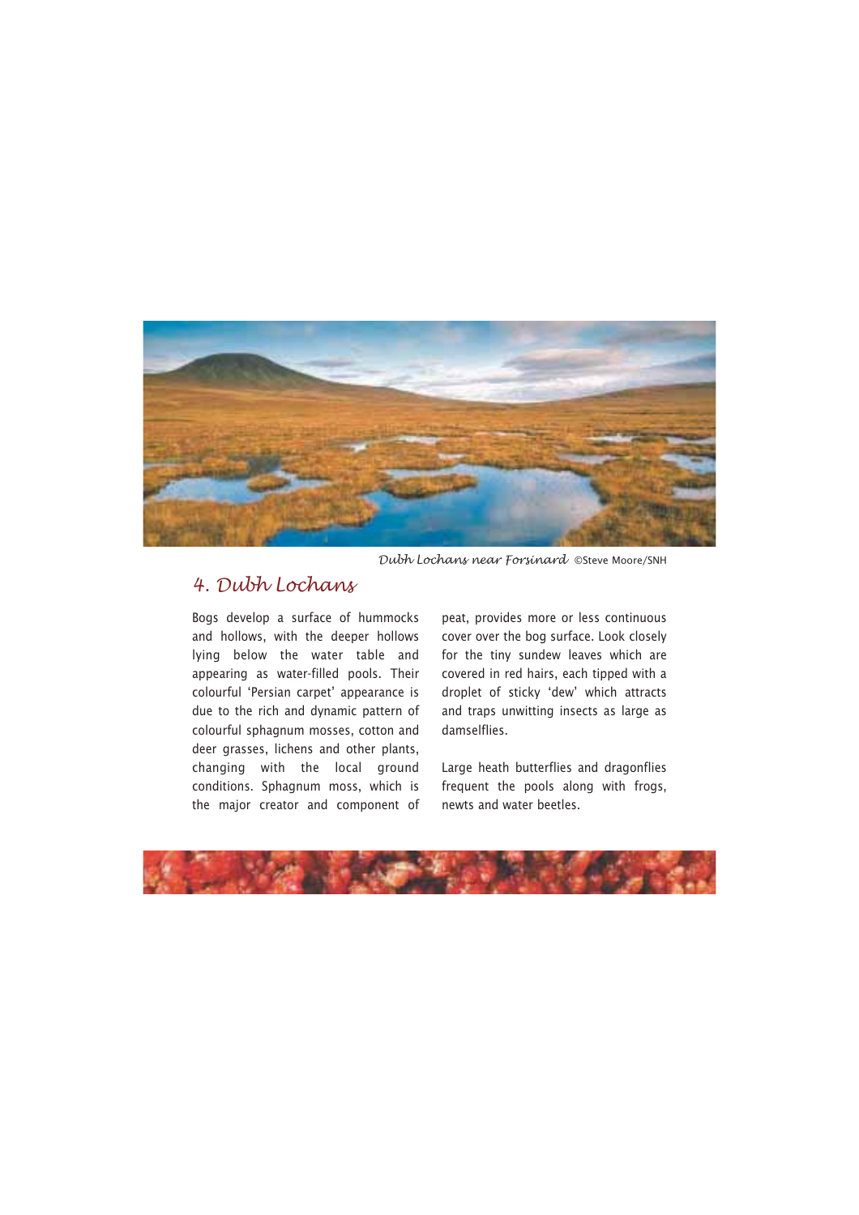*Dubh Lochans near Forsinard* ©Steve Moore/SNH

## 4. Dubh Lochans

Bogs develop a surface of hummocks and hollows, with the deeper hollows lying below the water table and appearing as water-filled pools. Their colourful 'Persian carpet' appearance is due to the rich and dynamic pattern of colourful sphagnum mosses, cotton and deer grasses, lichens and other plants, changing with the local ground conditions. Sphagnum moss, which is the major creator and component of peat, provides more or less continuous cover over the bog surface. Look closely for the tiny sundew leaves which are covered in red hairs, each tipped with a droplet of sticky 'dew' which attracts and traps unwitting insects as large as damselflies.

Large heath butterflies and dragonflies frequent the pools along with frogs, newts and water beetles.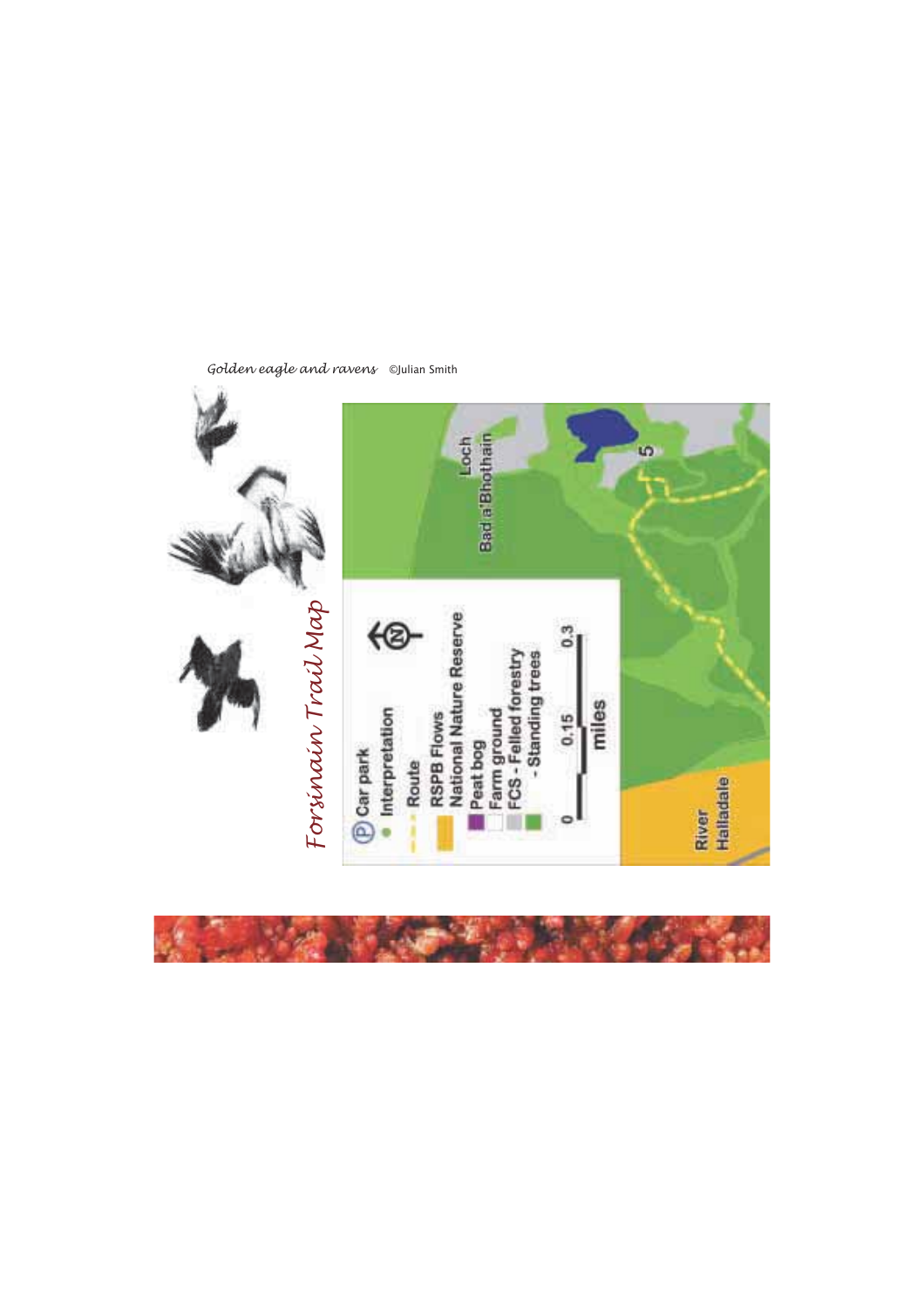*Golden eagle and ravens* ©Julian Smith

# *Forsinain Trail Map*

Car park
Interpretation
Route
RSPB Flows National Nature Reserve
Peat bog
Farm ground
FCS - Felled forestry
- Standing trees

0 0.15 0.3
miles

Loch Bad a'Bhothain

5

River Halladale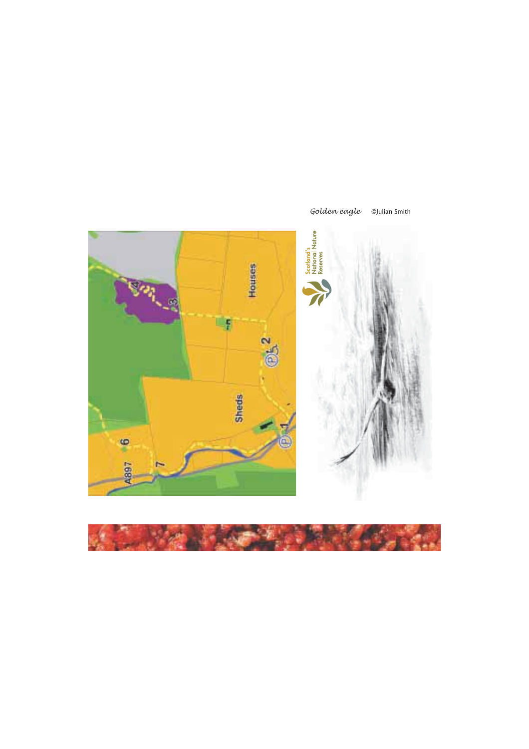*Golden eagle* ©Julian Smith

Scotland's National Nature Reserves

Houses

Sheds

A897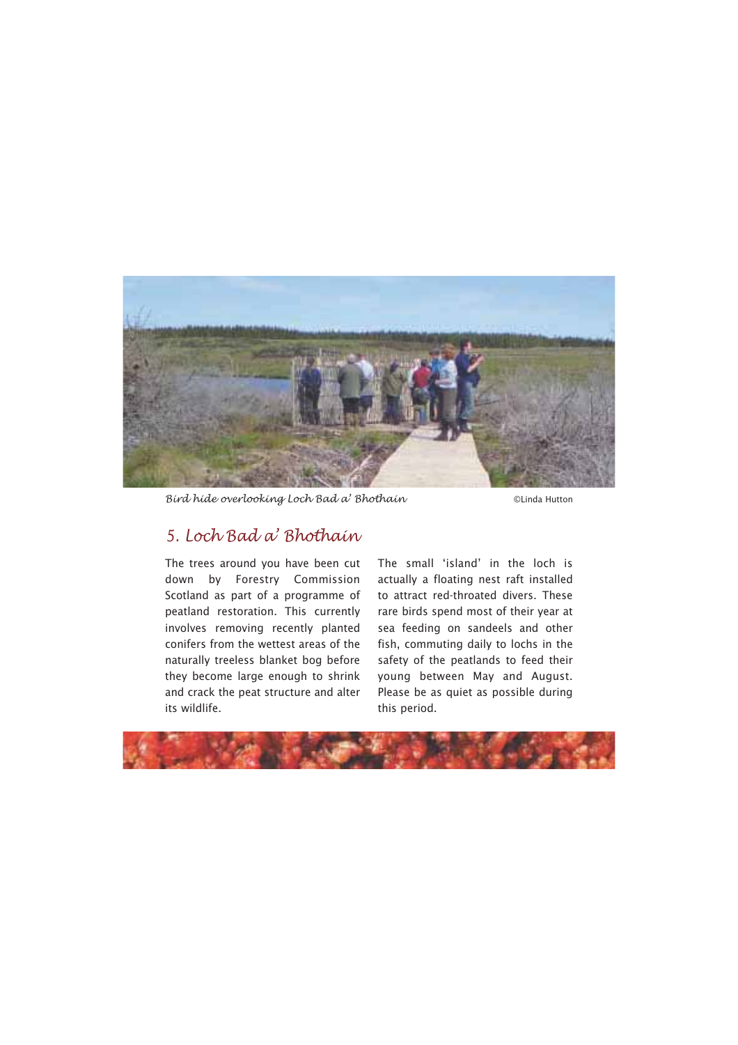*Bird hide overlooking Loch Bad a' Bhothain* ©Linda Hutton

## 5. Loch Bad a' Bhothain

The trees around you have been cut down by Forestry Commission Scotland as part of a programme of peatland restoration. This currently involves removing recently planted conifers from the wettest areas of the naturally treeless blanket bog before they become large enough to shrink and crack the peat structure and alter its wildlife.

The small 'island' in the loch is actually a floating nest raft installed to attract red-throated divers. These rare birds spend most of their year at sea feeding on sandeels and other fish, commuting daily to lochs in the safety of the peatlands to feed their young between May and August. Please be as quiet as possible during this period.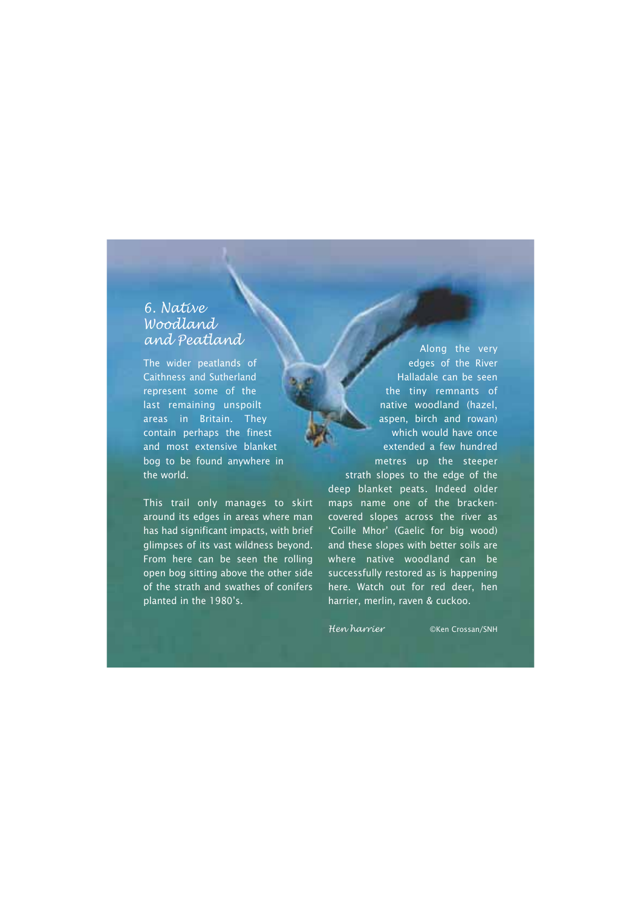## 6. Native Woodland and Peatland

The wider peatlands of Caithness and Sutherland represent some of the last remaining unspoilt areas in Britain. They contain perhaps the finest and most extensive blanket bog to be found anywhere in the world.

This trail only manages to skirt around its edges in areas where man has had significant impacts, with brief glimpses of its vast wildness beyond. From here can be seen the rolling open bog sitting above the other side of the strath and swathes of conifers planted in the 1980's.

Along the very edges of the River Halladale can be seen the tiny remnants of native woodland (hazel, aspen, birch and rowan) which would have once extended a few hundred metres up the steeper strath slopes to the edge of the deep blanket peats. Indeed older maps name one of the bracken-covered slopes across the river as 'Coille Mhor' (Gaelic for big wood) and these slopes with better soils are where native woodland can be successfully restored as is happening here. Watch out for red deer, hen harrier, merlin, raven & cuckoo.

*Hen harrier* ©Ken Crossan/SNH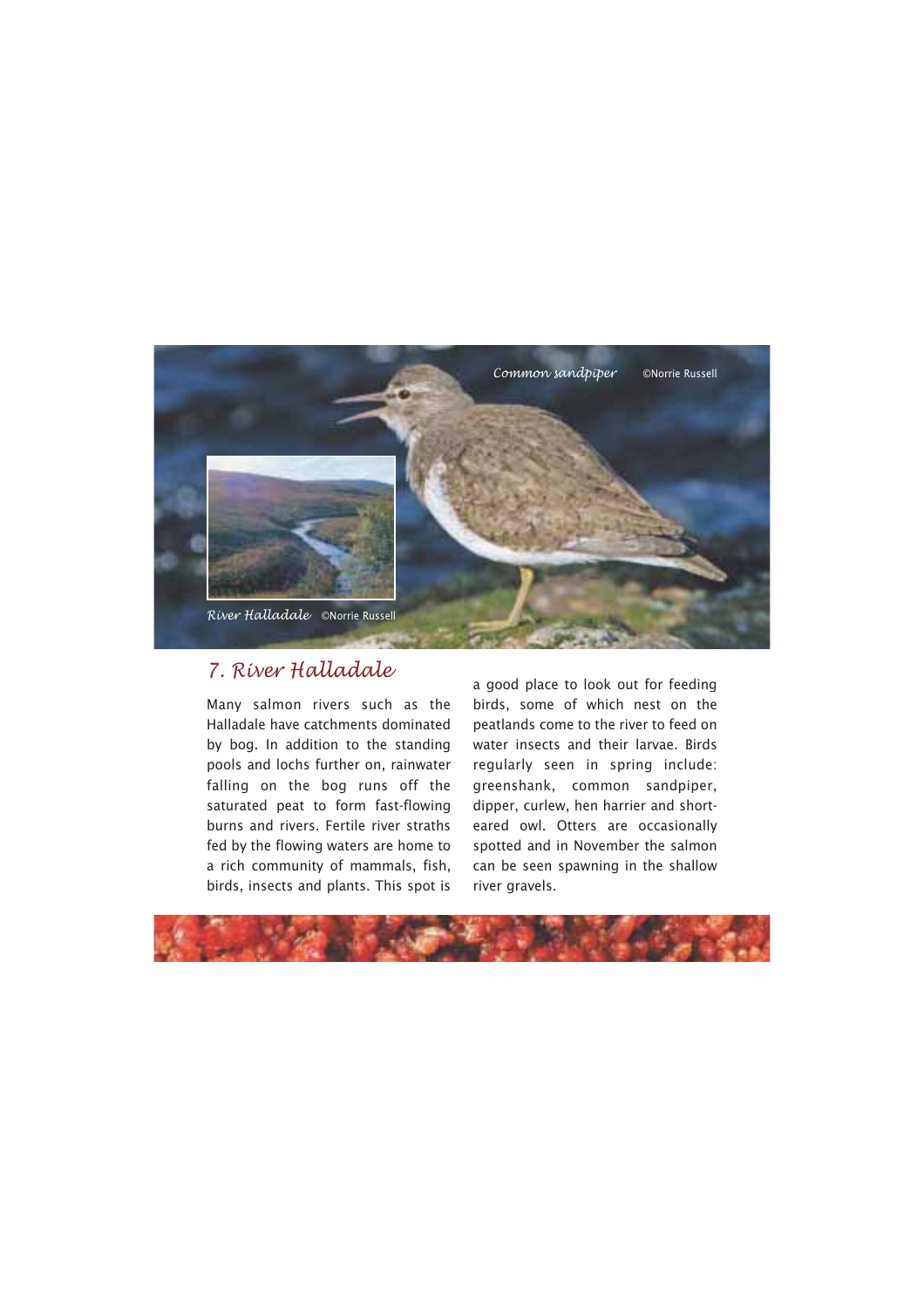*Common sandpiper* ©Norrie Russell

*River Halladale* ©Norrie Russell

## *7. River Halladale*

Many salmon rivers such as the Halladale have catchments dominated by bog. In addition to the standing pools and lochs further on, rainwater falling on the bog runs off the saturated peat to form fast-flowing burns and rivers. Fertile river straths fed by the flowing waters are home to a rich community of mammals, fish, birds, insects and plants. This spot is a good place to look out for feeding birds, some of which nest on the peatlands come to the river to feed on water insects and their larvae. Birds regularly seen in spring include: greenshank, common sandpiper, dipper, curlew, hen harrier and short-eared owl. Otters are occasionally spotted and in November the salmon can be seen spawning in the shallow river gravels.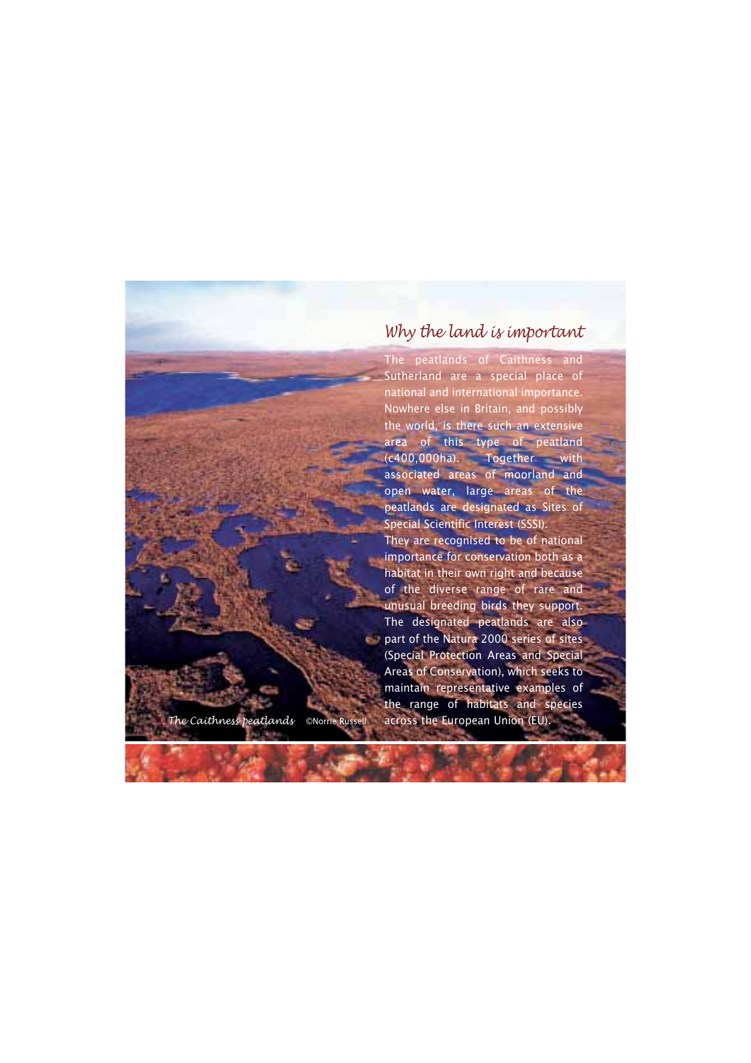## *Why the land is important*

The peatlands of Caithness and Sutherland are a special place of national and international importance. Nowhere else in Britain, and possibly the world, is there such an extensive area of this type of peatland (c400,000ha). Together with associated areas of moorland and open water, large areas of the peatlands are designated as Sites of Special Scientific Interest (SSSI).

They are recognised to be of national importance for conservation both as a habitat in their own right and because of the diverse range of rare and unusual breeding birds they support. The designated peatlands are also part of the Natura 2000 series of sites (Special Protection Areas and Special Areas of Conservation), which seeks to maintain representative examples of the range of habitats and species across the European Union (EU).

*The Caithness peatlands* ©Norrie Russell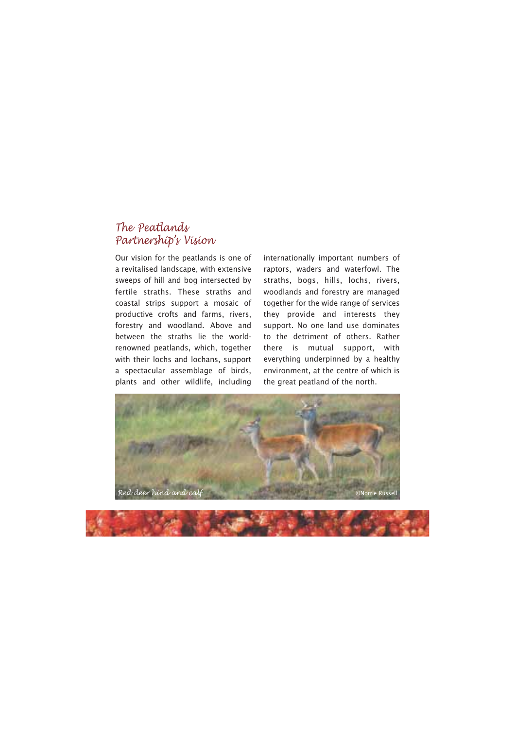## The Peatlands Partnership's Vision

Our vision for the peatlands is one of a revitalised landscape, with extensive sweeps of hill and bog intersected by fertile straths. These straths and coastal strips support a mosaic of productive crofts and farms, rivers, forestry and woodland. Above and between the straths lie the world-renowned peatlands, which, together with their lochs and lochans, support a spectacular assemblage of birds, plants and other wildlife, including internationally important numbers of raptors, waders and waterfowl. The straths, bogs, hills, lochs, rivers, woodlands and forestry are managed together for the wide range of services they provide and interests they support. No one land use dominates to the detriment of others. Rather there is mutual support, with everything underpinned by a healthy environment, at the centre of which is the great peatland of the north.

*Red deer hind and calf*

©Norrie Russell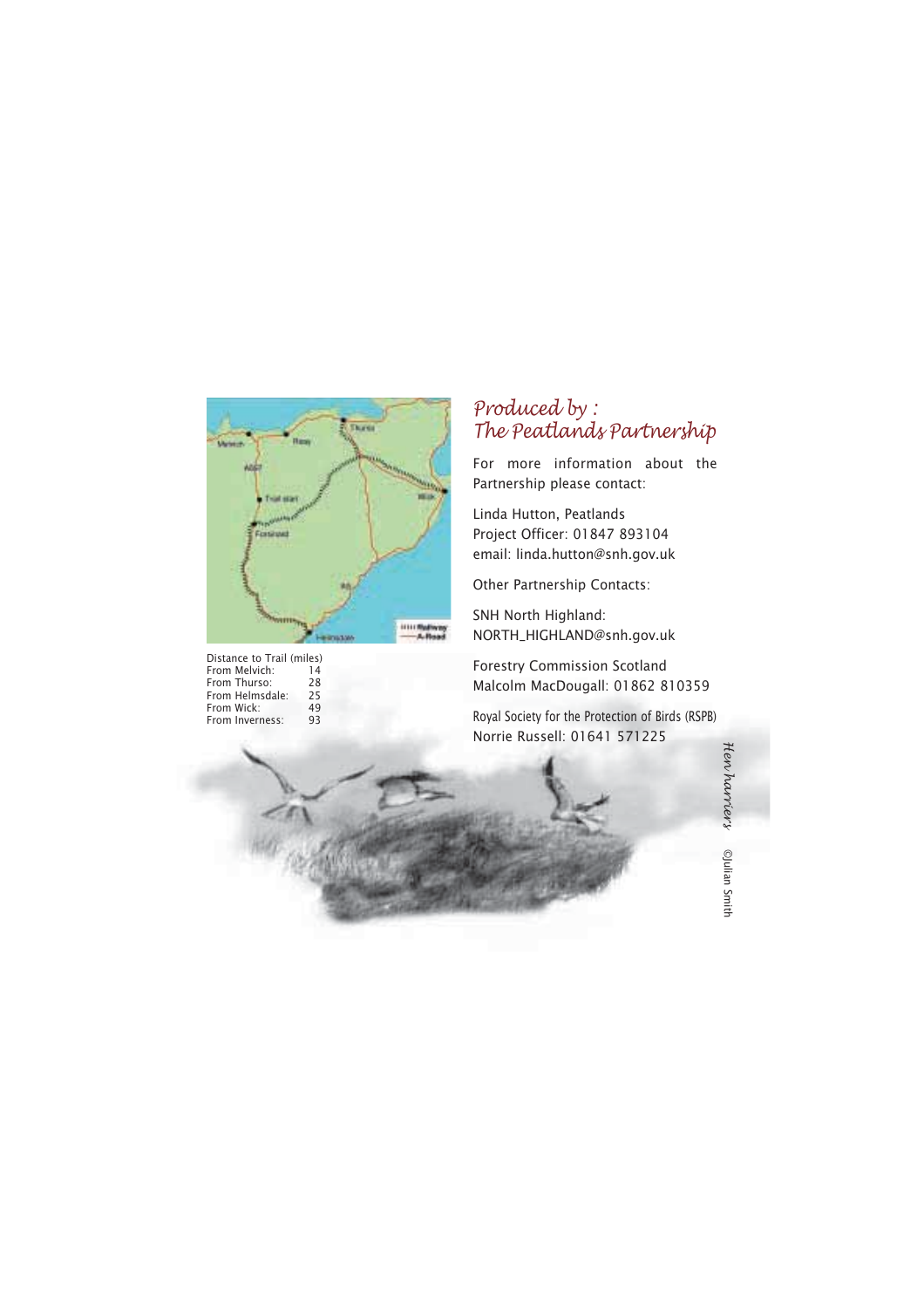Distance to Trail (miles)

| | |
|---|---|
| From Melvich: | 14 |
| From Thurso: | 28 |
| From Helmsdale: | 25 |
| From Wick: | 49 |
| From Inverness: | 93 |

## *Produced by : The Peatlands Partnership*

For more information about the Partnership please contact:

Linda Hutton, Peatlands Project Officer: 01847 893104
email: linda.hutton@snh.gov.uk

Other Partnership Contacts:

SNH North Highland:
NORTH_HIGHLAND@snh.gov.uk

Forestry Commission Scotland
Malcolm MacDougall: 01862 810359

Royal Society for the Protection of Birds (RSPB)
Norrie Russell: 01641 571225

*Hen harriers* ©Julian Smith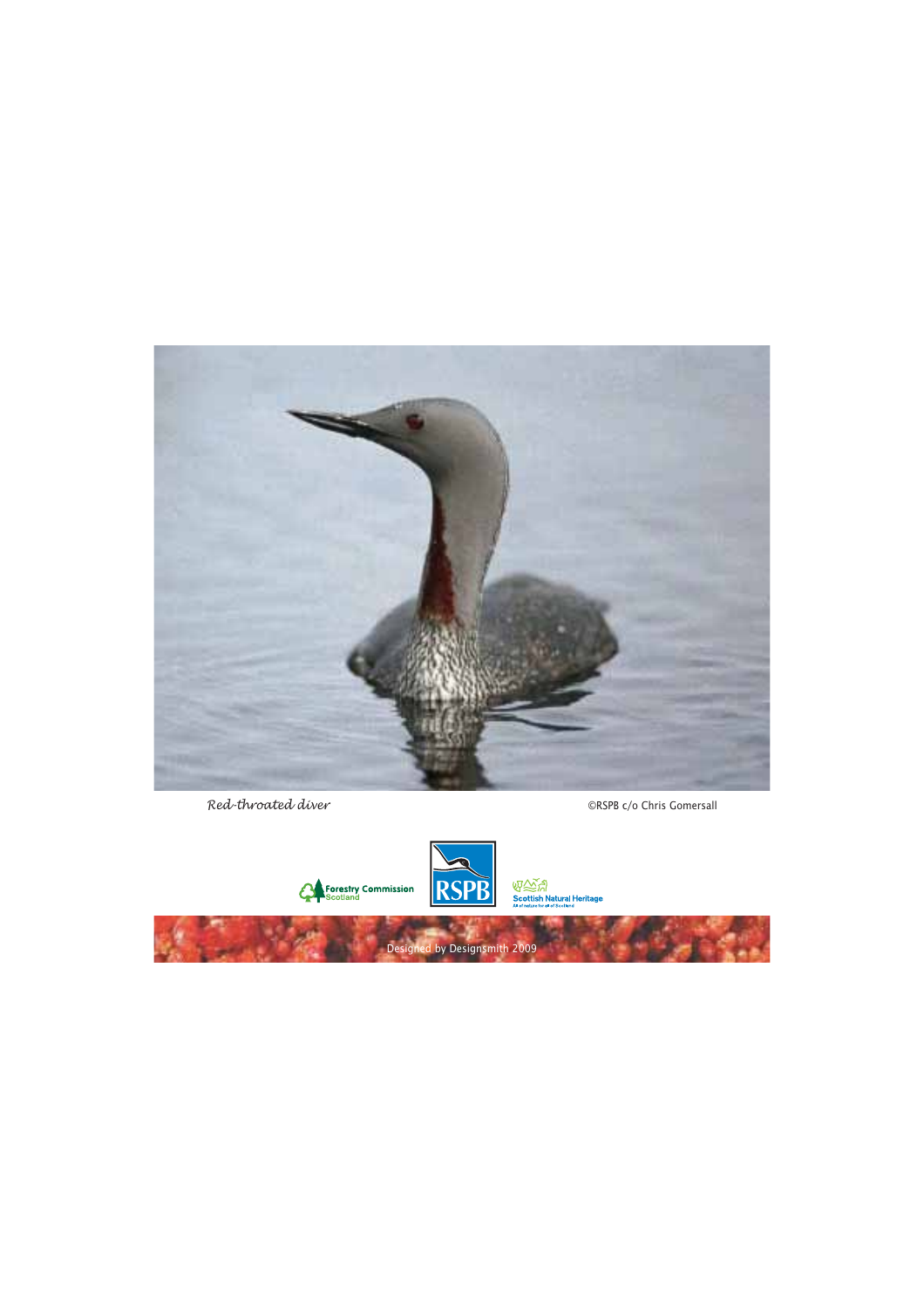*Red-throated diver*

©RSPB c/o Chris Gomersall

Forestry Commission Scotland

RSPB

Scottish Natural Heritage

All of nature for all of Scotland

Designed by Designsmith 2009